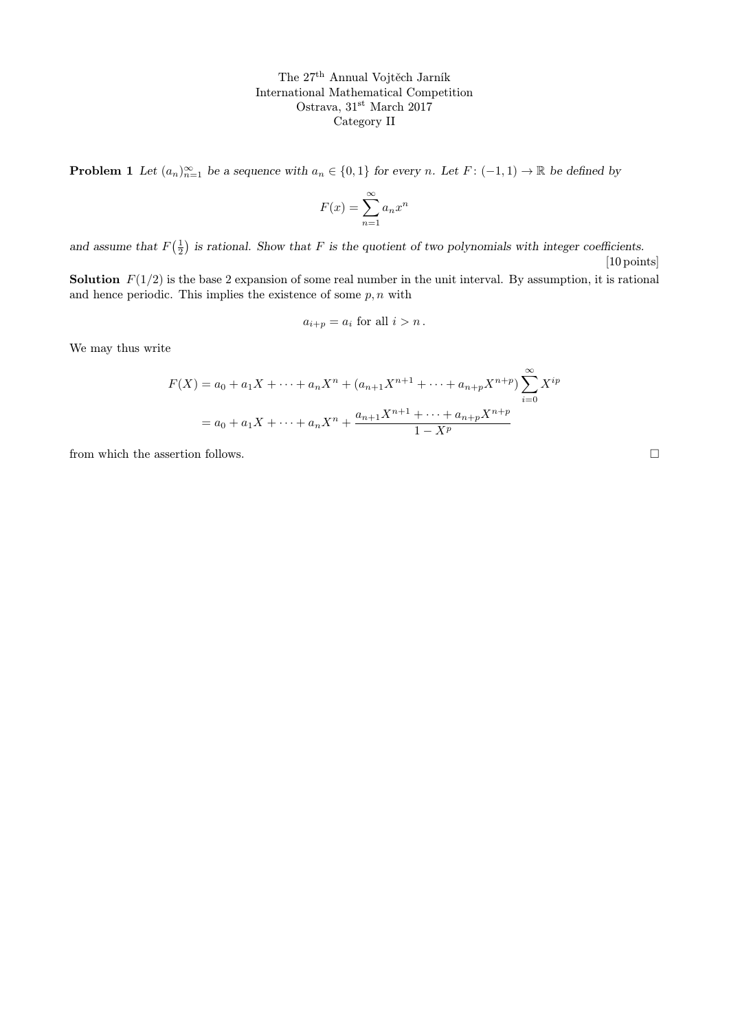The 27th Annual Vojtěch Jarník
International Mathematical Competition
Ostrava, 31st March 2017
Category II

**Problem 1** *Let $(a_n)_{n=1}^{\infty}$ be a sequence with $a_n \in \{0,1\}$ for every $n$. Let $F\colon (-1,1) \to \mathbb{R}$ be defined by*

$$F(x) = \sum_{n=1}^{\infty} a_n x^n$$

*and assume that $F\left(\frac{1}{2}\right)$ is rational. Show that $F$ is the quotient of two polynomials with integer coefficients.*

[10 points]

**Solution** $F(1/2)$ is the base 2 expansion of some real number in the unit interval. By assumption, it is rational and hence periodic. This implies the existence of some $p, n$ with

$$a_{i+p} = a_i \text{ for all } i > n\,.$$

We may thus write

$$\begin{aligned} F(X) &= a_0 + a_1 X + \cdots + a_n X^n + (a_{n+1}X^{n+1} + \cdots + a_{n+p}X^{n+p}) \sum_{i=0}^{\infty} X^{ip} \\ &= a_0 + a_1 X + \cdots + a_n X^n + \frac{a_{n+1}X^{n+1} + \cdots + a_{n+p}X^{n+p}}{1 - X^p} \end{aligned}$$

from which the assertion follows. $\square$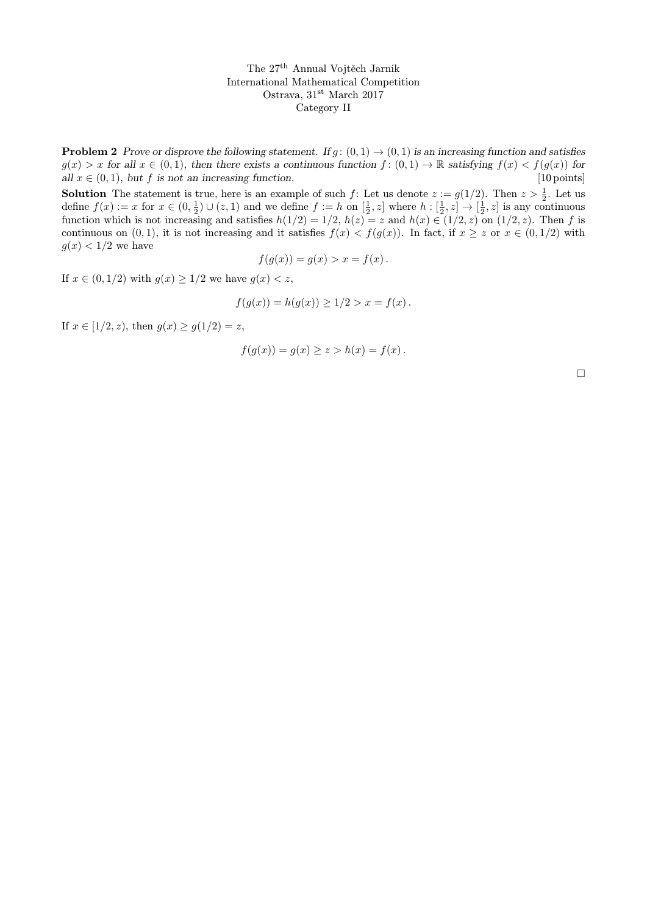The 27[th] Annual Vojtěch Jarník
International Mathematical Competition
Ostrava, 31[st] March 2017
Category II

**Problem 2** *Prove or disprove the following statement. If $g\colon (0,1) \to (0,1)$ is an increasing function and satisfies $g(x) > x$ for all $x \in (0,1)$, then there exists a continuous function $f\colon (0,1) \to \mathbb{R}$ satisfying $f(x) < f(g(x))$ for all $x \in (0,1)$, but $f$ is not an increasing function.* [10 points]

**Solution** The statement is true, here is an example of such $f$: Let us denote $z := g(1/2)$. Then $z > \frac{1}{2}$. Let us define $f(x) := x$ for $x \in (0, \frac{1}{2}) \cup (z, 1)$ and we define $f := h$ on $[\frac{1}{2}, z]$ where $h : [\frac{1}{2}, z] \to [\frac{1}{2}, z]$ is any continuous function which is not increasing and satisfies $h(1/2) = 1/2$, $h(z) = z$ and $h(x) \in (1/2, z)$ on $(1/2, z)$. Then $f$ is continuous on $(0,1)$, it is not increasing and it satisfies $f(x) < f(g(x))$. In fact, if $x \geq z$ or $x \in (0, 1/2)$ with $g(x) < 1/2$ we have

$$f(g(x)) = g(x) > x = f(x)\,.$$

If $x \in (0, 1/2)$ with $g(x) \geq 1/2$ we have $g(x) < z$,

$$f(g(x)) = h(g(x)) \geq 1/2 > x = f(x)\,.$$

If $x \in [1/2, z)$, then $g(x) \geq g(1/2) = z$,

$$f(g(x)) = g(x) \geq z > h(x) = f(x)\,.$$

□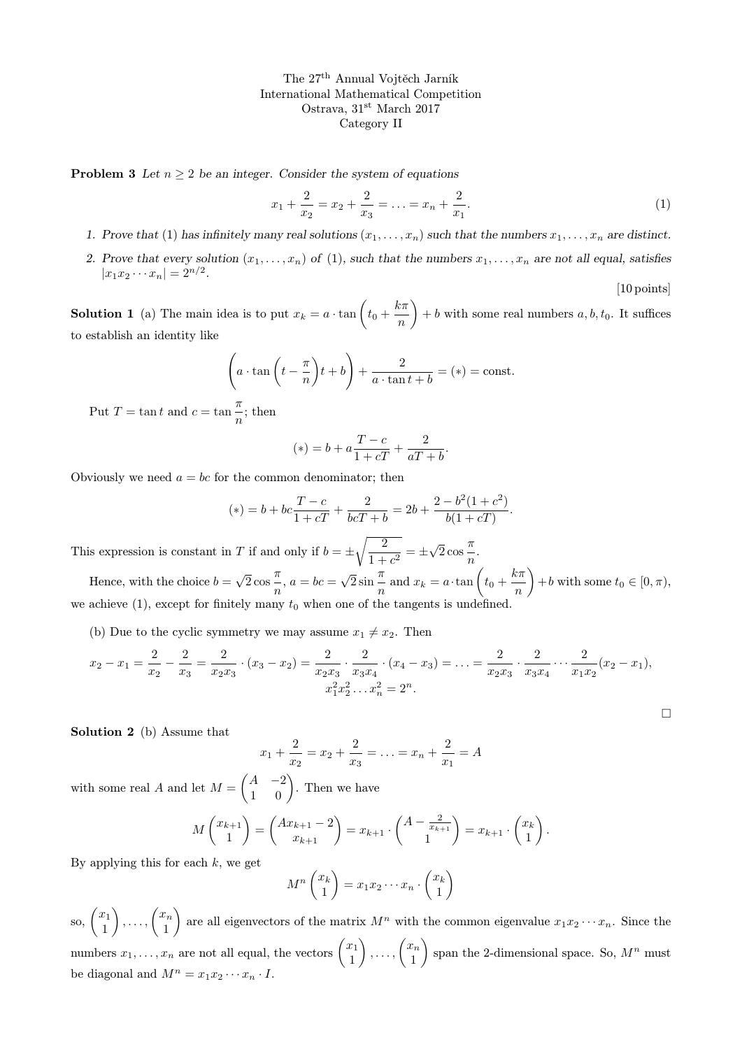The 27[th] Annual Vojtěch Jarník
International Mathematical Competition
Ostrava, 31[st] March 2017
Category II

**Problem 3** *Let $n \geq 2$ be an integer. Consider the system of equations*

$$x_1 + \frac{2}{x_2} = x_2 + \frac{2}{x_3} = \ldots = x_n + \frac{2}{x_1}. \tag{1}$$

1. *Prove that* (1) *has infinitely many real solutions $(x_1, \ldots, x_n)$ such that the numbers $x_1, \ldots, x_n$ are distinct.*
2. *Prove that every solution $(x_1, \ldots, x_n)$ of* (1)*, such that the numbers $x_1, \ldots, x_n$ are not all equal, satisfies $|x_1 x_2 \cdots x_n| = 2^{n/2}$.*

[10 points]

**Solution 1** (a) The main idea is to put $x_k = a \cdot \tan\left(t_0 + \frac{k\pi}{n}\right) + b$ with some real numbers $a, b, t_0$. It suffices to establish an identity like

$$\left(a \cdot \tan\left(t - \frac{\pi}{n}\right)t + b\right) + \frac{2}{a \cdot \tan t + b} = (*) = \text{const.}$$

Put $T = \tan t$ and $c = \tan \frac{\pi}{n}$; then

$$(*) = b + a\frac{T - c}{1 + cT} + \frac{2}{aT + b}.$$

Obviously we need $a = bc$ for the common denominator; then

$$(*) = b + bc\frac{T - c}{1 + cT} + \frac{2}{bcT + b} = 2b + \frac{2 - b^2(1 + c^2)}{b(1 + cT)}.$$

This expression is constant in $T$ if and only if $b = \pm\sqrt{\frac{2}{1 + c^2}} = \pm\sqrt{2}\cos\frac{\pi}{n}$.

Hence, with the choice $b = \sqrt{2}\cos\frac{\pi}{n}$, $a = bc = \sqrt{2}\sin\frac{\pi}{n}$ and $x_k = a \cdot \tan\left(t_0 + \frac{k\pi}{n}\right) + b$ with some $t_0 \in [0, \pi)$, we achieve (1), except for finitely many $t_0$ when one of the tangents is undefined.

(b) Due to the cyclic symmetry we may assume $x_1 \neq x_2$. Then

$$x_2 - x_1 = \frac{2}{x_2} - \frac{2}{x_3} = \frac{2}{x_2 x_3} \cdot (x_3 - x_2) = \frac{2}{x_2 x_3} \cdot \frac{2}{x_3 x_4} \cdot (x_4 - x_3) = \ldots = \frac{2}{x_2 x_3} \cdot \frac{2}{x_3 x_4} \cdots \frac{2}{x_1 x_2}(x_2 - x_1),$$
$$x_1^2 x_2^2 \ldots x_n^2 = 2^n.$$

□

**Solution 2** (b) Assume that

$$x_1 + \frac{2}{x_2} = x_2 + \frac{2}{x_3} = \ldots = x_n + \frac{2}{x_1} = A$$

with some real $A$ and let $M = \begin{pmatrix} A & -2 \\ 1 & 0 \end{pmatrix}$. Then we have

$$M\begin{pmatrix} x_{k+1} \\ 1 \end{pmatrix} = \begin{pmatrix} Ax_{k+1} - 2 \\ x_{k+1} \end{pmatrix} = x_{k+1} \cdot \begin{pmatrix} A - \frac{2}{x_{k+1}} \\ 1 \end{pmatrix} = x_{k+1} \cdot \begin{pmatrix} x_k \\ 1 \end{pmatrix}.$$

By applying this for each $k$, we get

$$M^n \begin{pmatrix} x_k \\ 1 \end{pmatrix} = x_1 x_2 \cdots x_n \cdot \begin{pmatrix} x_k \\ 1 \end{pmatrix}$$

so, $\begin{pmatrix} x_1 \\ 1 \end{pmatrix}, \ldots, \begin{pmatrix} x_n \\ 1 \end{pmatrix}$ are all eigenvectors of the matrix $M^n$ with the common eigenvalue $x_1 x_2 \cdots x_n$. Since the numbers $x_1, \ldots, x_n$ are not all equal, the vectors $\begin{pmatrix} x_1 \\ 1 \end{pmatrix}, \ldots, \begin{pmatrix} x_n \\ 1 \end{pmatrix}$ span the 2-dimensional space. So, $M^n$ must be diagonal and $M^n = x_1 x_2 \cdots x_n \cdot I$.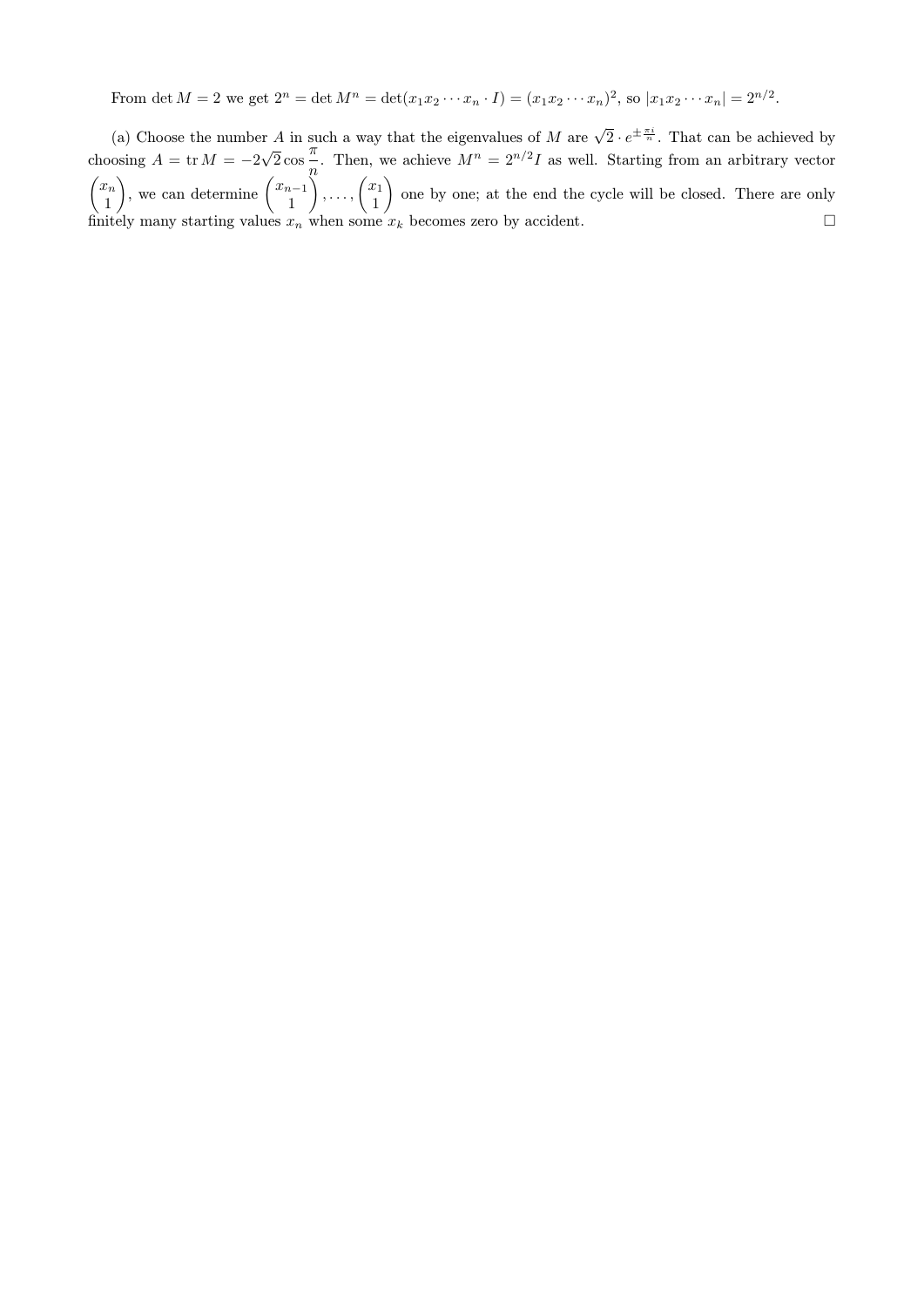From $\det M = 2$ we get $2^n = \det M^n = \det(x_1 x_2 \cdots x_n \cdot I) = (x_1 x_2 \cdots x_n)^2$, so $|x_1 x_2 \cdots x_n| = 2^{n/2}$.

(a) Choose the number $A$ in such a way that the eigenvalues of $M$ are $\sqrt{2} \cdot e^{\pm \frac{\pi i}{n}}$. That can be achieved by choosing $A = \operatorname{tr} M = -2\sqrt{2} \cos \frac{\pi}{n}$. Then, we achieve $M^n = 2^{n/2} I$ as well. Starting from an arbitrary vector $\begin{pmatrix} x_n \\ 1 \end{pmatrix}$, we can determine $\begin{pmatrix} x_{n-1} \\ 1 \end{pmatrix}, \ldots, \begin{pmatrix} x_1 \\ 1 \end{pmatrix}$ one by one; at the end the cycle will be closed. There are only finitely many starting values $x_n$ when some $x_k$ becomes zero by accident. $\square$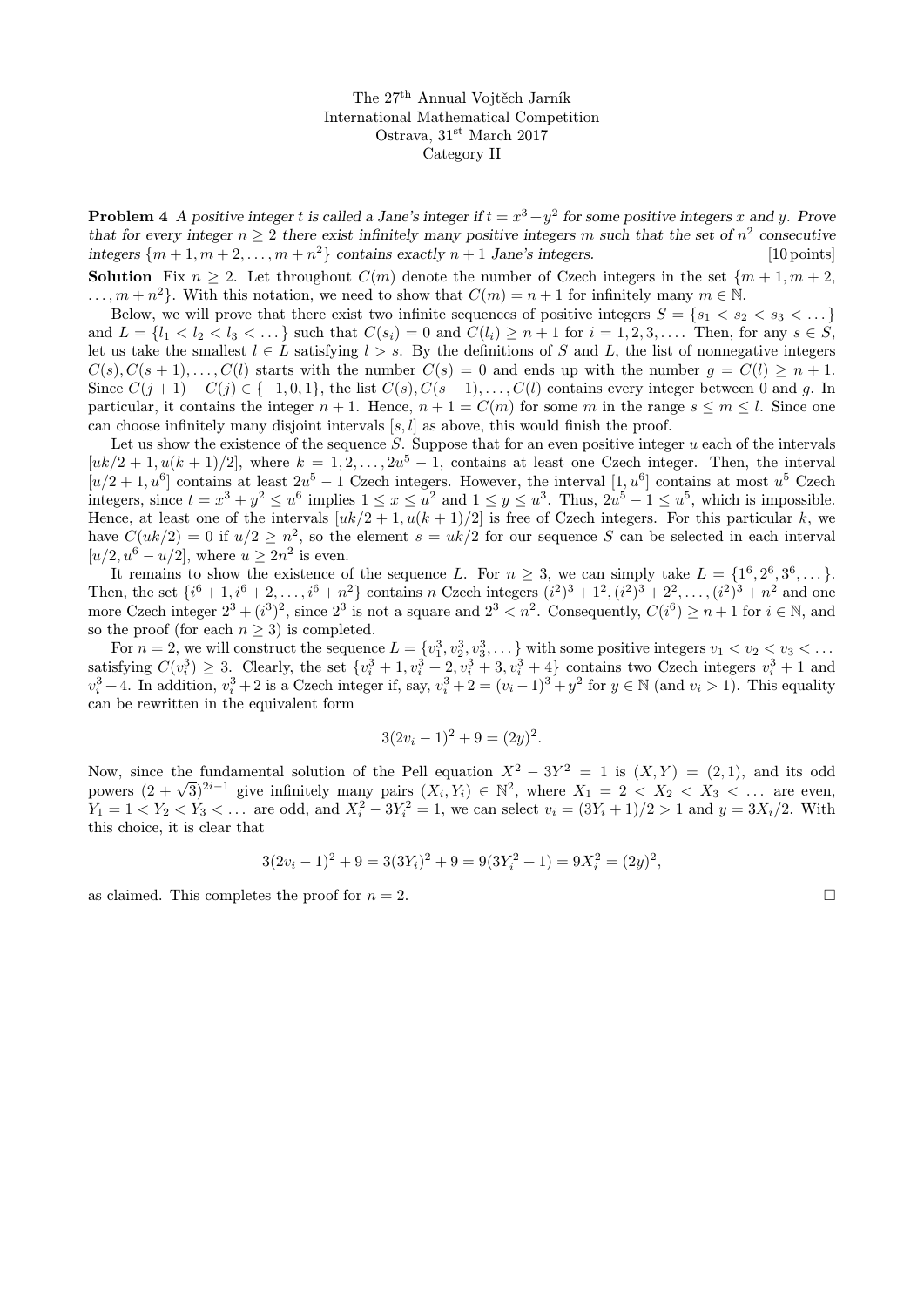The 27[th] Annual Vojtěch Jarník
International Mathematical Competition
Ostrava, 31[st] March 2017
Category II

**Problem 4** *A positive integer $t$ is called a Jane's integer if $t = x^3 + y^2$ for some positive integers $x$ and $y$. Prove that for every integer $n \geq 2$ there exist infinitely many positive integers $m$ such that the set of $n^2$ consecutive integers $\{m+1, m+2, \dots, m+n^2\}$ contains exactly $n+1$ Jane's integers.* [10 points]

**Solution** Fix $n \geq 2$. Let throughout $C(m)$ denote the number of Czech integers in the set $\{m+1, m+2, \dots, m+n^2\}$. With this notation, we need to show that $C(m) = n+1$ for infinitely many $m \in \mathbb{N}$.

Below, we will prove that there exist two infinite sequences of positive integers $S = \{s_1 < s_2 < s_3 < \dots\}$ and $L = \{l_1 < l_2 < l_3 < \dots\}$ such that $C(s_i) = 0$ and $C(l_i) \geq n+1$ for $i = 1, 2, 3, \dots$. Then, for any $s \in S$, let us take the smallest $l \in L$ satisfying $l > s$. By the definitions of $S$ and $L$, the list of nonnegative integers $C(s), C(s+1), \dots, C(l)$ starts with the number $C(s) = 0$ and ends up with the number $g = C(l) \geq n+1$. Since $C(j+1) - C(j) \in \{-1, 0, 1\}$, the list $C(s), C(s+1), \dots, C(l)$ contains every integer between $0$ and $g$. In particular, it contains the integer $n+1$. Hence, $n+1 = C(m)$ for some $m$ in the range $s \leq m \leq l$. Since one can choose infinitely many disjoint intervals $[s, l]$ as above, this would finish the proof.

Let us show the existence of the sequence $S$. Suppose that for an even positive integer $u$ each of the intervals $[uk/2 + 1, u(k+1)/2]$, where $k = 1, 2, \dots, 2u^5 - 1$, contains at least one Czech integer. Then, the interval $[u/2 + 1, u^6]$ contains at least $2u^5 - 1$ Czech integers. However, the interval $[1, u^6]$ contains at most $u^5$ Czech integers, since $t = x^3 + y^2 \leq u^6$ implies $1 \leq x \leq u^2$ and $1 \leq y \leq u^3$. Thus, $2u^5 - 1 \leq u^5$, which is impossible. Hence, at least one of the intervals $[uk/2 + 1, u(k+1)/2]$ is free of Czech integers. For this particular $k$, we have $C(uk/2) = 0$ if $u/2 \geq n^2$, so the element $s = uk/2$ for our sequence $S$ can be selected in each interval $[u/2, u^6 - u/2]$, where $u \geq 2n^2$ is even.

It remains to show the existence of the sequence $L$. For $n \geq 3$, we can simply take $L = \{1^6, 2^6, 3^6, \dots\}$. Then, the set $\{i^6 + 1, i^6 + 2, \dots, i^6 + n^2\}$ contains $n$ Czech integers $(i^2)^3 + 1^2, (i^2)^3 + 2^2, \dots, (i^2)^3 + n^2$ and one more Czech integer $2^3 + (i^3)^2$, since $2^3$ is not a square and $2^3 < n^2$. Consequently, $C(i^6) \geq n+1$ for $i \in \mathbb{N}$, and so the proof (for each $n \geq 3$) is completed.

For $n = 2$, we will construct the sequence $L = \{v_1^3, v_2^3, v_3^3, \dots\}$ with some positive integers $v_1 < v_2 < v_3 < \dots$ satisfying $C(v_i^3) \geq 3$. Clearly, the set $\{v_i^3 + 1, v_i^3 + 2, v_i^3 + 3, v_i^3 + 4\}$ contains two Czech integers $v_i^3 + 1$ and $v_i^3 + 4$. In addition, $v_i^3 + 2$ is a Czech integer if, say, $v_i^3 + 2 = (v_i - 1)^3 + y^2$ for $y \in \mathbb{N}$ (and $v_i > 1$). This equality can be rewritten in the equivalent form

$$3(2v_i - 1)^2 + 9 = (2y)^2.$$

Now, since the fundamental solution of the Pell equation $X^2 - 3Y^2 = 1$ is $(X, Y) = (2, 1)$, and its odd powers $(2 + \sqrt{3})^{2i-1}$ give infinitely many pairs $(X_i, Y_i) \in \mathbb{N}^2$, where $X_1 = 2 < X_2 < X_3 < \dots$ are even, $Y_1 = 1 < Y_2 < Y_3 < \dots$ are odd, and $X_i^2 - 3Y_i^2 = 1$, we can select $v_i = (3Y_i + 1)/2 > 1$ and $y = 3X_i/2$. With this choice, it is clear that

$$3(2v_i - 1)^2 + 9 = 3(3Y_i)^2 + 9 = 9(3Y_i^2 + 1) = 9X_i^2 = (2y)^2,$$

as claimed. This completes the proof for $n = 2$. □